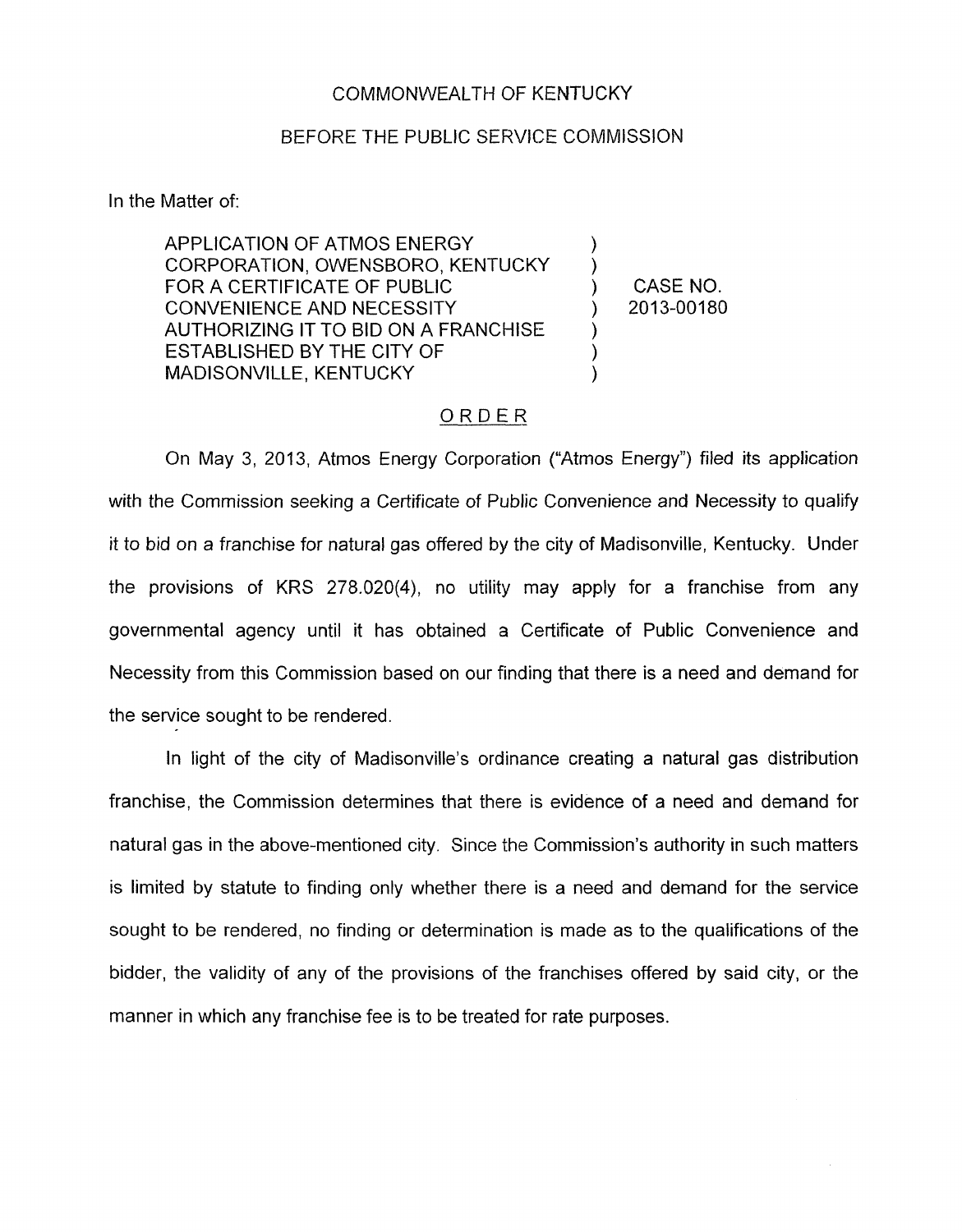COMMONWEALTH OF KENTUCKY

BEFORE THE PUBLIC SERVICE COMMISSION

In the Matter of:

| | | |
|---|---|---|
| APPLICATION OF ATMOS ENERGY CORPORATION, OWENSBORO, KENTUCKY FOR A CERTIFICATE OF PUBLIC CONVENIENCE AND NECESSITY AUTHORIZING IT TO BID ON A FRANCHISE ESTABLISHED BY THE CITY OF MADISONVILLE, KENTUCKY | ) | CASE NO. 2013-00180 |

ORDER

On May 3, 2013, Atmos Energy Corporation ("Atmos Energy") filed its application with the Commission seeking a Certificate of Public Convenience and Necessity to qualify it to bid on a franchise for natural gas offered by the city of Madisonville, Kentucky. Under the provisions of KRS 278.020(4), no utility may apply for a franchise from any governmental agency until it has obtained a Certificate of Public Convenience and Necessity from this Commission based on our finding that there is a need and demand for the service sought to be rendered.

In light of the city of Madisonville's ordinance creating a natural gas distribution franchise, the Commission determines that there is evidence of a need and demand for natural gas in the above-mentioned city. Since the Commission's authority in such matters is limited by statute to finding only whether there is a need and demand for the service sought to be rendered, no finding or determination is made as to the qualifications of the bidder, the validity of any of the provisions of the franchises offered by said city, or the manner in which any franchise fee is to be treated for rate purposes.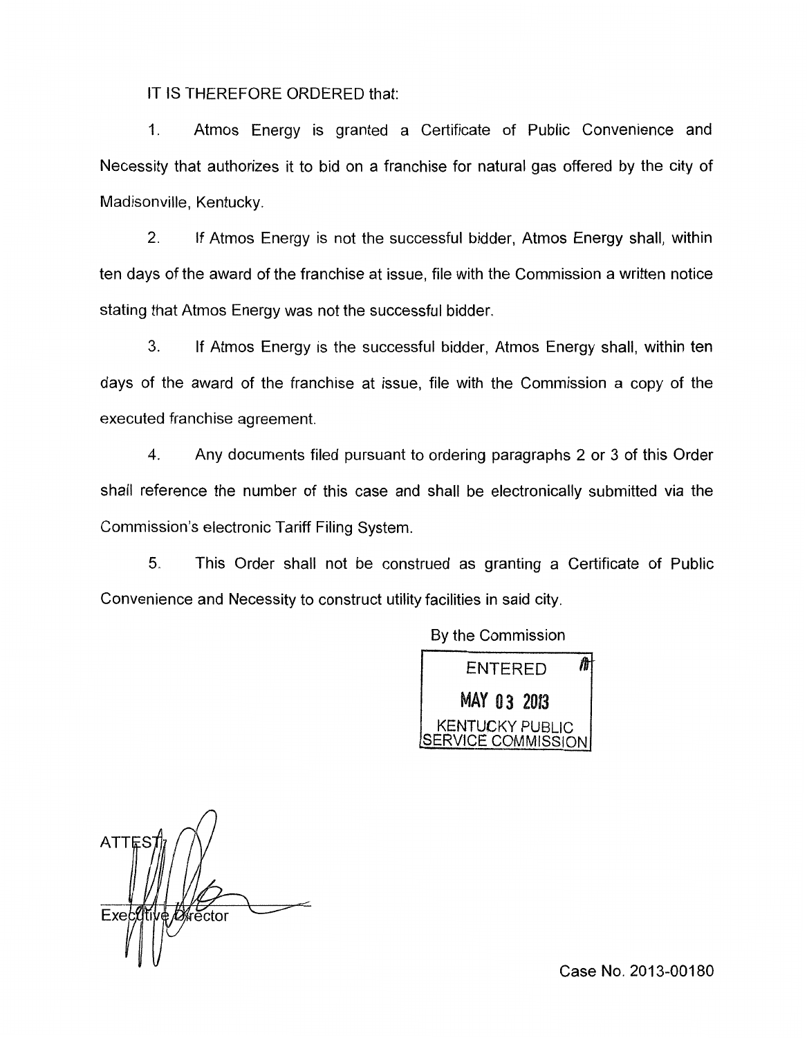IT IS THEREFORE ORDERED that:

1. Atmos Energy is granted a Certificate of Public Convenience and Necessity that authorizes it to bid on a franchise for natural gas offered by the city of Madisonville, Kentucky.

2. If Atmos Energy is not the successful bidder, Atmos Energy shall, within ten days of the award of the franchise at issue, file with the Commission a written notice stating that Atmos Energy was not the successful bidder.

3. If Atmos Energy is the successful bidder, Atmos Energy shall, within ten days of the award of the franchise at issue, file with the Commission a copy of the executed franchise agreement.

4. Any documents filed pursuant to ordering paragraphs 2 or 3 of this Order shall reference the number of this case and shall be electronically submitted via the Commission's electronic Tariff Filing System.

5. This Order shall not be construed as granting a Certificate of Public Convenience and Necessity to construct utility facilities in said city.

By the Commission

ENTERED
MAY 03 2013
KENTUCKY PUBLIC SERVICE COMMISSION

ATTEST:

Executive Director

Case No. 2013-00180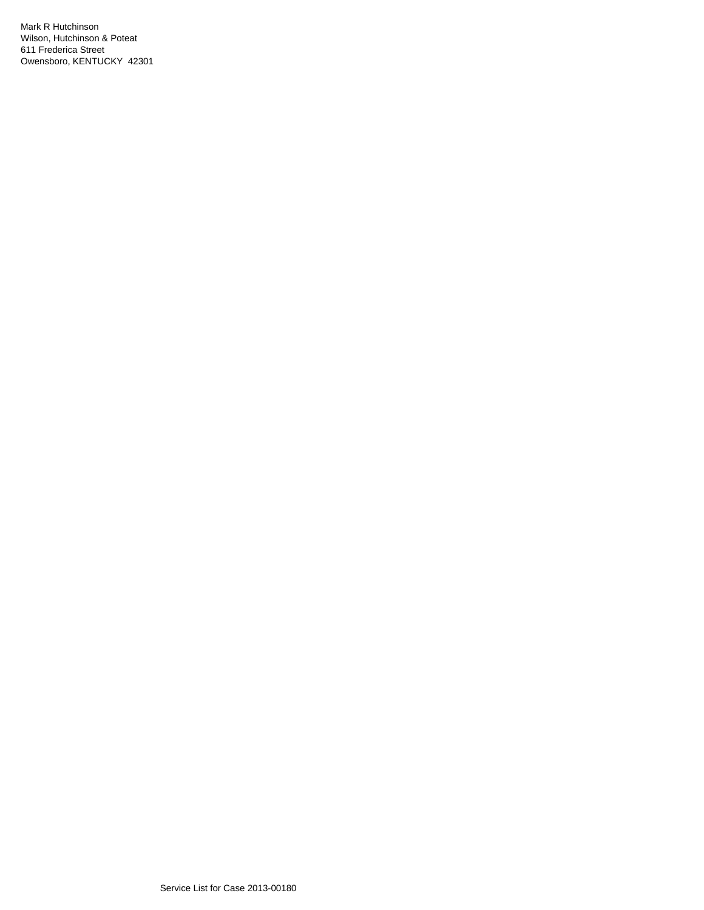Mark R Hutchinson
Wilson, Hutchinson & Poteat
611 Frederica Street
Owensboro, KENTUCKY 42301